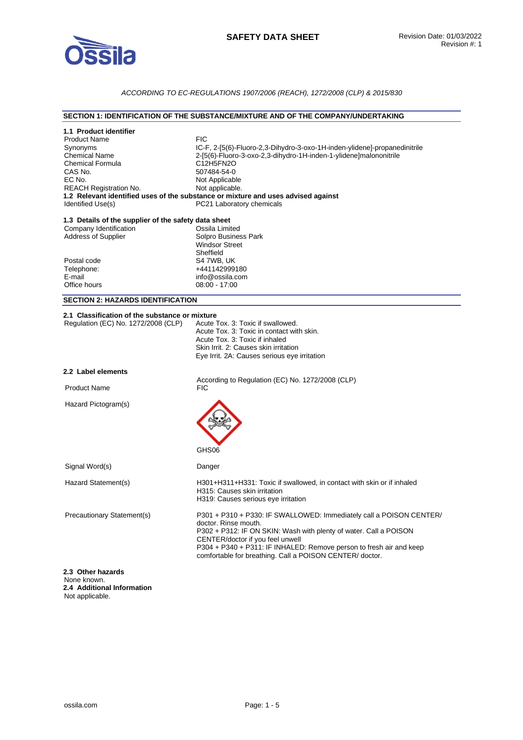# SAFETY DATA SHEET

Revision Date: 01/03/2022
Revision #: 1

*ACCORDING TO EC-REGULATIONS 1907/2006 (REACH), 1272/2008 (CLP) & 2015/830*

## SECTION 1: IDENTIFICATION OF THE SUBSTANCE/MIXTURE AND OF THE COMPANY/UNDERTAKING

### 1.1 Product identifier

| | |
|---|---|
| Product Name | FIC |
| Synonyms | IC-F, 2-[5(6)-Fluoro-2,3-Dihydro-3-oxo-1H-inden-ylidene]-propanedinitrile |
| Chemical Name | 2-[5(6)-Fluoro-3-oxo-2,3-dihydro-1H-inden-1-ylidene]malononitrile |
| Chemical Formula | $C_{12}H_5FN_2O$ |
| CAS No. | 507484-54-0 |
| EC No. | Not Applicable |
| REACH Registration No. | Not applicable. |

### 1.2 Relevant identified uses of the substance or mixture and uses advised against

| | |
|---|---|
| Identified Use(s) | PC21 Laboratory chemicals |

### 1.3 Details of the supplier of the safety data sheet

| | |
|---|---|
| Company Identification | Ossila Limited |
| Address of Supplier | Solpro Business Park<br>Windsor Street<br>Sheffield |
| Postal code | S4 7WB, UK |
| Telephone: | +441142999180 |
| E-mail | info@ossila.com |
| Office hours | 08:00 - 17:00 |

## SECTION 2: HAZARDS IDENTIFICATION

### 2.1 Classification of the substance or mixture

| | |
|---|---|
| Regulation (EC) No. 1272/2008 (CLP) | Acute Tox. 3: Toxic if swallowed.<br>Acute Tox. 3: Toxic in contact with skin.<br>Acute Tox. 3: Toxic if inhaled<br>Skin Irrit. 2: Causes skin irritation<br>Eye Irrit. 2A: Causes serious eye irritation |

### 2.2 Label elements

According to Regulation (EC) No. 1272/2008 (CLP)

| | |
|---|---|
| Product Name | FIC |
| Hazard Pictogram(s) | GHS06 |
| Signal Word(s) | Danger |
| Hazard Statement(s) | H301+H311+H331: Toxic if swallowed, in contact with skin or if inhaled<br>H315: Causes skin irritation<br>H319: Causes serious eye irritation |
| Precautionary Statement(s) | P301 + P310 + P330: IF SWALLOWED: Immediately call a POISON CENTER/ doctor. Rinse mouth.<br>P302 + P312: IF ON SKIN: Wash with plenty of water. Call a POISON CENTER/doctor if you feel unwell<br>P304 + P340 + P311: IF INHALED: Remove person to fresh air and keep comfortable for breathing. Call a POISON CENTER/ doctor. |

### 2.3 Other hazards

None known.

### 2.4 Additional Information

Not applicable.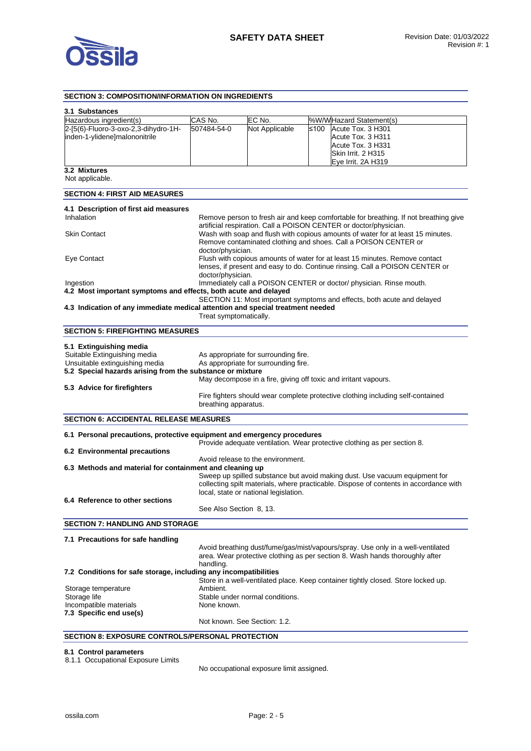## SECTION 3: COMPOSITION/INFORMATION ON INGREDIENTS

### 3.1 Substances

| Hazardous ingredient(s) | CAS No. | EC No. | %W/W | Hazard Statement(s) |
|---|---|---|---|---|
| 2-[5(6)-Fluoro-3-oxo-2,3-dihydro-1H-inden-1-ylidene]malononitrile | 507484-54-0 | Not Applicable | ≤100 | Acute Tox. 3 H301<br>Acute Tox. 3 H311<br>Acute Tox. 3 H331<br>Skin Irrit. 2 H315<br>Eye Irrit. 2A H319 |

### 3.2 Mixtures

Not applicable.

## SECTION 4: FIRST AID MEASURES

### 4.1 Description of first aid measures

**Inhalation**
Remove person to fresh air and keep comfortable for breathing. If not breathing give artificial respiration. Call a POISON CENTER or doctor/physician.

**Skin Contact**
Wash with soap and flush with copious amounts of water for at least 15 minutes. Remove contaminated clothing and shoes. Call a POISON CENTER or doctor/physician.

**Eye Contact**
Flush with copious amounts of water for at least 15 minutes. Remove contact lenses, if present and easy to do. Continue rinsing. Call a POISON CENTER or doctor/physician.

**Ingestion**
Immediately call a POISON CENTER or doctor/ physician. Rinse mouth.

### 4.2 Most important symptoms and effects, both acute and delayed

SECTION 11: Most important symptoms and effects, both acute and delayed

### 4.3 Indication of any immediate medical attention and special treatment needed

Treat symptomatically.

## SECTION 5: FIREFIGHTING MEASURES

### 5.1 Extinguishing media

Suitable Extinguishing media: As appropriate for surrounding fire.
Unsuitable extinguishing media: As appropriate for surrounding fire.

### 5.2 Special hazards arising from the substance or mixture

May decompose in a fire, giving off toxic and irritant vapours.

### 5.3 Advice for firefighters

Fire fighters should wear complete protective clothing including self-contained breathing apparatus.

## SECTION 6: ACCIDENTAL RELEASE MEASURES

### 6.1 Personal precautions, protective equipment and emergency procedures

Provide adequate ventilation. Wear protective clothing as per section 8.

### 6.2 Environmental precautions

Avoid release to the environment.

### 6.3 Methods and material for containment and cleaning up

Sweep up spilled substance but avoid making dust. Use vacuum equipment for collecting spilt materials, where practicable. Dispose of contents in accordance with local, state or national legislation.

### 6.4 Reference to other sections

See Also Section 8, 13.

## SECTION 7: HANDLING AND STORAGE

### 7.1 Precautions for safe handling

Avoid breathing dust/fume/gas/mist/vapours/spray. Use only in a well-ventilated area. Wear protective clothing as per section 8. Wash hands thoroughly after handling.

### 7.2 Conditions for safe storage, including any incompatibilities

Store in a well-ventilated place. Keep container tightly closed. Store locked up.

Storage temperature: Ambient.
Storage life: Stable under normal conditions.
Incompatible materials: None known.

### 7.3 Specific end use(s)

Not known. See Section: 1.2.

## SECTION 8: EXPOSURE CONTROLS/PERSONAL PROTECTION

### 8.1 Control parameters

8.1.1 Occupational Exposure Limits

No occupational exposure limit assigned.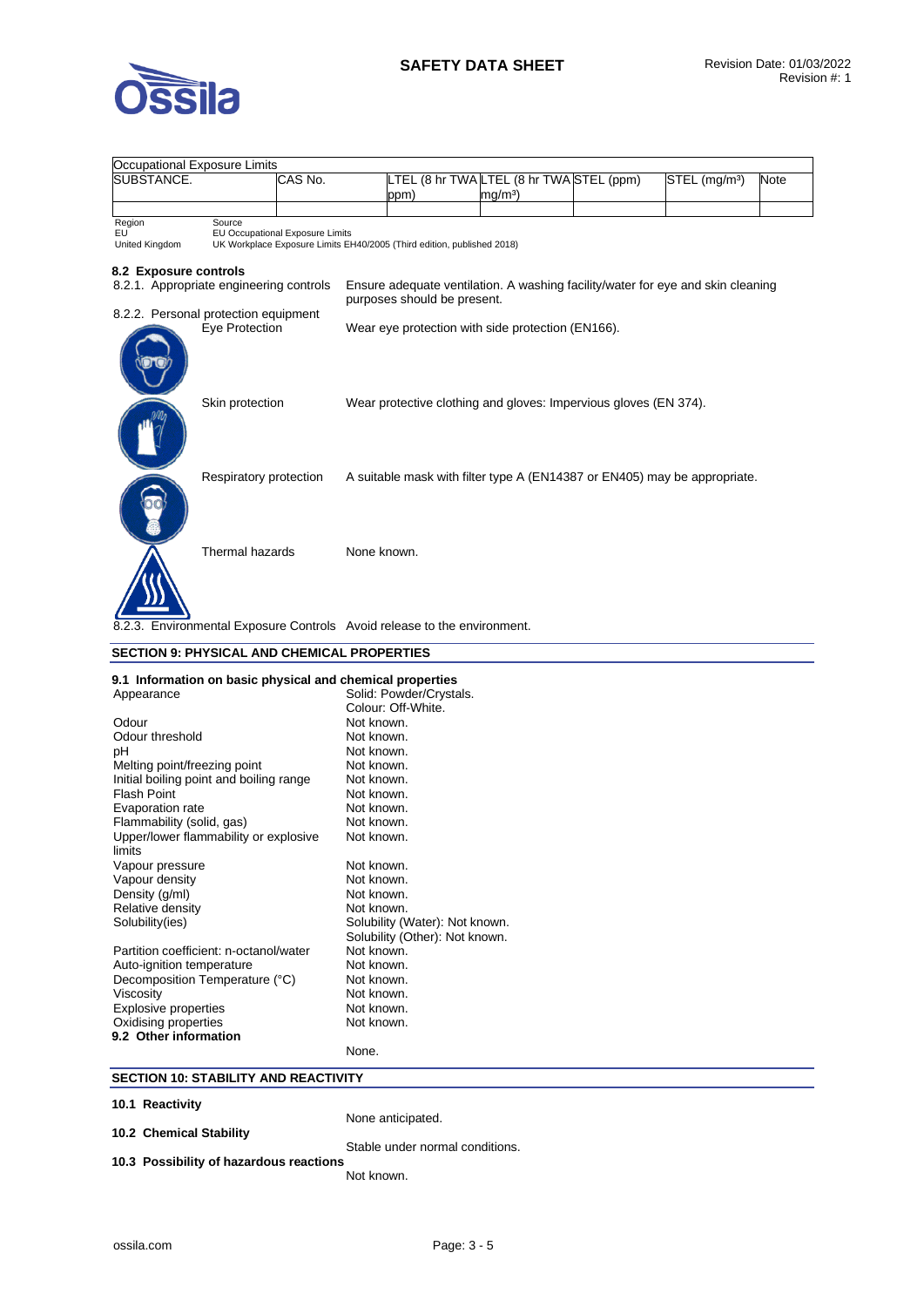| Occupational Exposure Limits | | | | | | |
|---|---|---|---|---|---|---|
| SUBSTANCE. | CAS No. | LTEL (8 hr TWA ppm) | LTEL (8 hr TWA mg/m³) | STEL (ppm) | STEL (mg/m³) | Note |
| | | | | | | |

| Region | Source |
|---|---|
| EU | EU Occupational Exposure Limits |
| United Kingdom | UK Workplace Exposure Limits EH40/2005 (Third edition, published 2018) |

### 8.2 Exposure controls

8.2.1. Appropriate engineering controls — Ensure adequate ventilation. A washing facility/water for eye and skin cleaning purposes should be present.

8.2.2. Personal protection equipment

| | |
|---|---|
| Eye Protection | Wear eye protection with side protection (EN166). |
| Skin protection | Wear protective clothing and gloves: Impervious gloves (EN 374). |
| Respiratory protection | A suitable mask with filter type A (EN14387 or EN405) may be appropriate. |
| Thermal hazards | None known. |

8.2.3. Environmental Exposure Controls — Avoid release to the environment.

## SECTION 9: PHYSICAL AND CHEMICAL PROPERTIES

### 9.1 Information on basic physical and chemical properties

| | |
|---|---|
| Appearance | Solid: Powder/Crystals.<br>Colour: Off-White. |
| Odour | Not known. |
| Odour threshold | Not known. |
| pH | Not known. |
| Melting point/freezing point | Not known. |
| Initial boiling point and boiling range | Not known. |
| Flash Point | Not known. |
| Evaporation rate | Not known. |
| Flammability (solid, gas) | Not known. |
| Upper/lower flammability or explosive limits | Not known. |
| Vapour pressure | Not known. |
| Vapour density | Not known. |
| Density (g/ml) | Not known. |
| Relative density | Not known. |
| Solubility(ies) | Solubility (Water): Not known.<br>Solubility (Other): Not known. |
| Partition coefficient: n-octanol/water | Not known. |
| Auto-ignition temperature | Not known. |
| Decomposition Temperature (°C) | Not known. |
| Viscosity | Not known. |
| Explosive properties | Not known. |
| Oxidising properties | Not known. |

### 9.2 Other information

None.

## SECTION 10: STABILITY AND REACTIVITY

### 10.1 Reactivity

None anticipated.

### 10.2 Chemical Stability

Stable under normal conditions.

### 10.3 Possibility of hazardous reactions

Not known.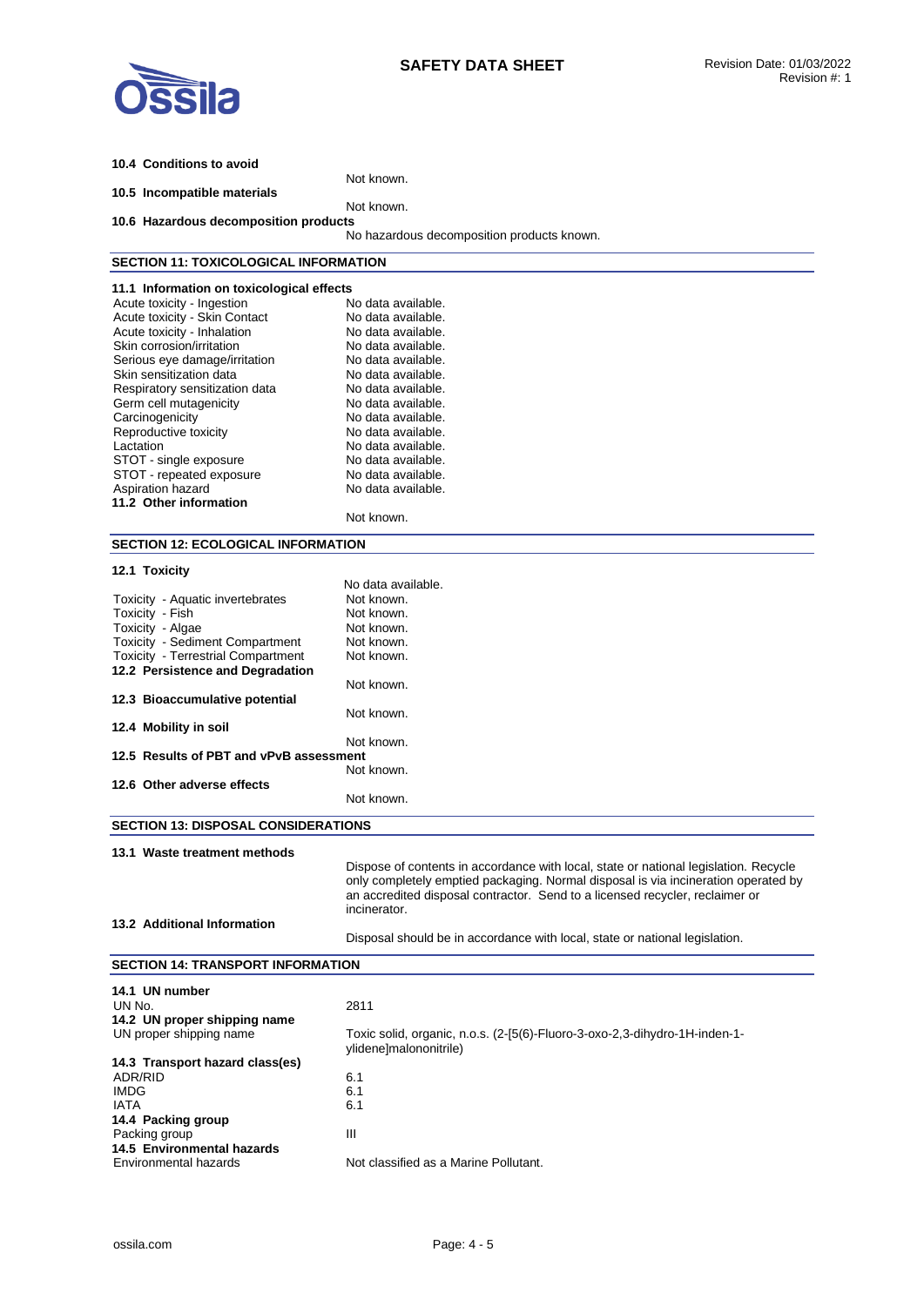**10.4 Conditions to avoid**

Not known.

**10.5 Incompatible materials**

Not known.

**10.6 Hazardous decomposition products**

No hazardous decomposition products known.

## SECTION 11: TOXICOLOGICAL INFORMATION

**11.1 Information on toxicological effects**

| | |
|---|---|
| Acute toxicity - Ingestion | No data available. |
| Acute toxicity - Skin Contact | No data available. |
| Acute toxicity - Inhalation | No data available. |
| Skin corrosion/irritation | No data available. |
| Serious eye damage/irritation | No data available. |
| Skin sensitization data | No data available. |
| Respiratory sensitization data | No data available. |
| Germ cell mutagenicity | No data available. |
| Carcinogenicity | No data available. |
| Reproductive toxicity | No data available. |
| Lactation | No data available. |
| STOT - single exposure | No data available. |
| STOT - repeated exposure | No data available. |
| Aspiration hazard | No data available. |

**11.2 Other information**

Not known.

## SECTION 12: ECOLOGICAL INFORMATION

**12.1 Toxicity**

No data available.

| | |
|---|---|
| Toxicity - Aquatic invertebrates | Not known. |
| Toxicity - Fish | Not known. |
| Toxicity - Algae | Not known. |
| Toxicity - Sediment Compartment | Not known. |
| Toxicity - Terrestrial Compartment | Not known. |

**12.2 Persistence and Degradation**

Not known.

**12.3 Bioaccumulative potential**

Not known.

**12.4 Mobility in soil**

Not known.

**12.5 Results of PBT and vPvB assessment**

Not known.

**12.6 Other adverse effects**

Not known.

## SECTION 13: DISPOSAL CONSIDERATIONS

**13.1 Waste treatment methods**

Dispose of contents in accordance with local, state or national legislation. Recycle only completely emptied packaging. Normal disposal is via incineration operated by an accredited disposal contractor. Send to a licensed recycler, reclaimer or incinerator.

**13.2 Additional Information**

Disposal should be in accordance with local, state or national legislation.

## SECTION 14: TRANSPORT INFORMATION

**14.1 UN number**

| | |
|---|---|
| UN No. | 2811 |

**14.2 UN proper shipping name**

| | |
|---|---|
| UN proper shipping name | Toxic solid, organic, n.o.s. (2-[5(6)-Fluoro-3-oxo-2,3-dihydro-1H-inden-1-ylidene]malononitrile) |

**14.3 Transport hazard class(es)**

| | |
|---|---|
| ADR/RID | 6.1 |
| IMDG | 6.1 |
| IATA | 6.1 |

**14.4 Packing group**

| | |
|---|---|
| Packing group | III |

**14.5 Environmental hazards**

| | |
|---|---|
| Environmental hazards | Not classified as a Marine Pollutant. |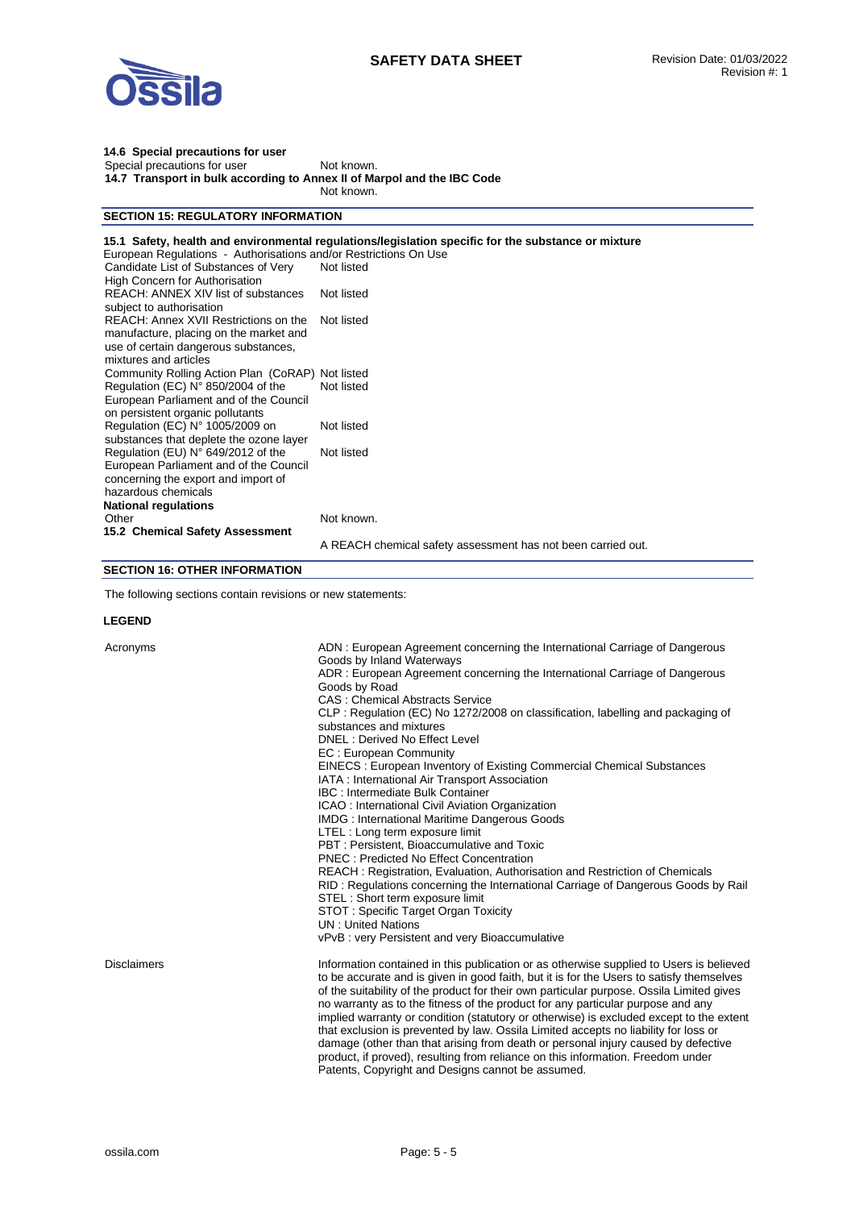**14.6 Special precautions for user**

| | |
|---|---|
| Special precautions for user | Not known. |

**14.7 Transport in bulk according to Annex II of Marpol and the IBC Code**

Not known.

## SECTION 15: REGULATORY INFORMATION

**15.1 Safety, health and environmental regulations/legislation specific for the substance or mixture**

European Regulations - Authorisations and/or Restrictions On Use

| | |
|---|---|
| Candidate List of Substances of Very High Concern for Authorisation | Not listed |
| REACH: ANNEX XIV list of substances subject to authorisation | Not listed |
| REACH: Annex XVII Restrictions on the manufacture, placing on the market and use of certain dangerous substances, mixtures and articles | Not listed |
| Community Rolling Action Plan (CoRAP) | Not listed |
| Regulation (EC) N° 850/2004 of the European Parliament and of the Council on persistent organic pollutants | Not listed |
| Regulation (EC) N° 1005/2009 on substances that deplete the ozone layer | Not listed |
| Regulation (EU) N° 649/2012 of the European Parliament and of the Council concerning the export and import of hazardous chemicals | Not listed |

**National regulations**

| | |
|---|---|
| Other | Not known. |

**15.2 Chemical Safety Assessment**

A REACH chemical safety assessment has not been carried out.

## SECTION 16: OTHER INFORMATION

The following sections contain revisions or new statements:

**LEGEND**

Acronyms

ADN : European Agreement concerning the International Carriage of Dangerous Goods by Inland Waterways
ADR : European Agreement concerning the International Carriage of Dangerous Goods by Road
CAS : Chemical Abstracts Service
CLP : Regulation (EC) No 1272/2008 on classification, labelling and packaging of substances and mixtures
DNEL : Derived No Effect Level
EC : European Community
EINECS : European Inventory of Existing Commercial Chemical Substances
IATA : International Air Transport Association
IBC : Intermediate Bulk Container
ICAO : International Civil Aviation Organization
IMDG : International Maritime Dangerous Goods
LTEL : Long term exposure limit
PBT : Persistent, Bioaccumulative and Toxic
PNEC : Predicted No Effect Concentration
REACH : Registration, Evaluation, Authorisation and Restriction of Chemicals
RID : Regulations concerning the International Carriage of Dangerous Goods by Rail
STEL : Short term exposure limit
STOT : Specific Target Organ Toxicity
UN : United Nations
vPvB : very Persistent and very Bioaccumulative

Disclaimers

Information contained in this publication or as otherwise supplied to Users is believed to be accurate and is given in good faith, but it is for the Users to satisfy themselves of the suitability of the product for their own particular purpose. Ossila Limited gives no warranty as to the fitness of the product for any particular purpose and any implied warranty or condition (statutory or otherwise) is excluded except to the extent that exclusion is prevented by law. Ossila Limited accepts no liability for loss or damage (other than that arising from death or personal injury caused by defective product, if proved), resulting from reliance on this information. Freedom under Patents, Copyright and Designs cannot be assumed.